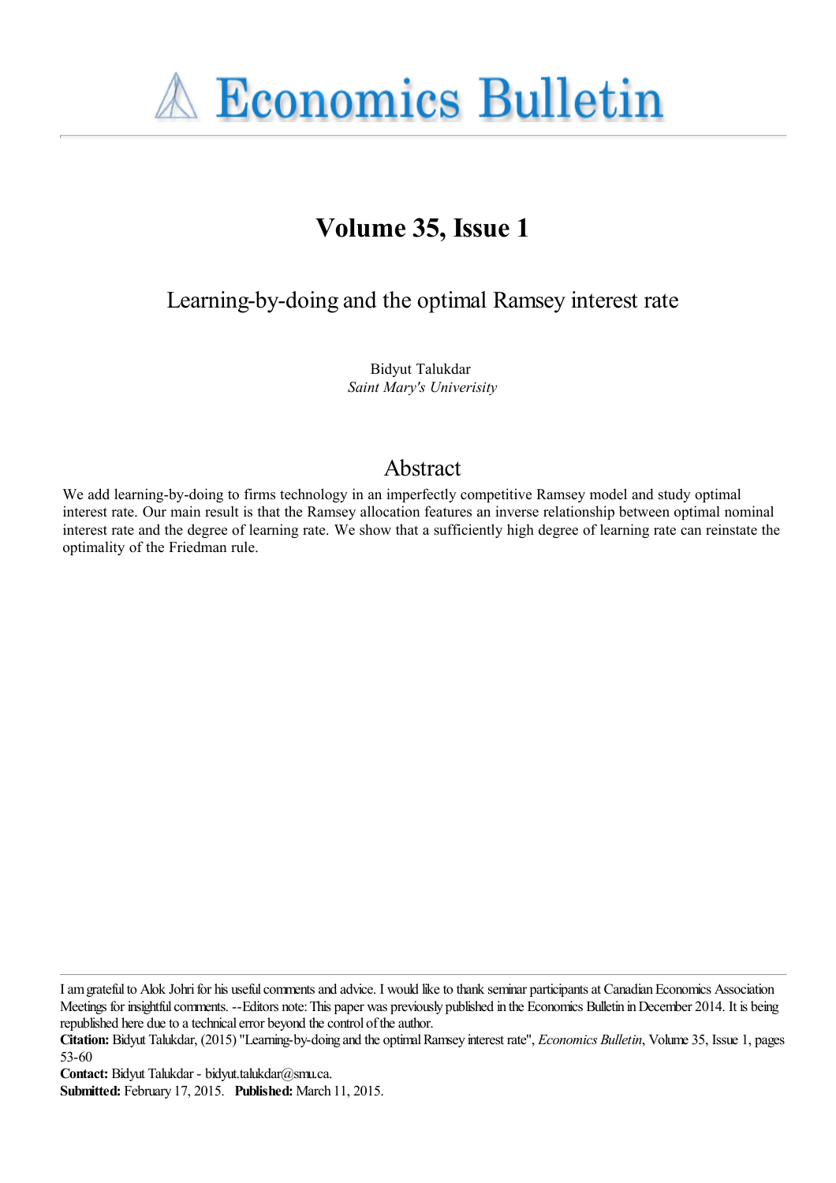# Economics Bulletin

## Volume 35, Issue 1

### Learning-by-doing and the optimal Ramsey interest rate

Bidyut Talukdar
*Saint Mary's Univerisity*

## Abstract

We add learning-by-doing to firms technology in an imperfectly competitive Ramsey model and study optimal interest rate. Our main result is that the Ramsey allocation features an inverse relationship between optimal nominal interest rate and the degree of learning rate. We show that a sufficiently high degree of learning rate can reinstate the optimality of the Friedman rule.

---

I am grateful to Alok Johri for his useful comments and advice. I would like to thank seminar participants at Canadian Economics Association Meetings for insightful comments. --Editors note: This paper was previously published in the Economics Bulletin in December 2014. It is being republished here due to a technical error beyond the control of the author.

**Citation:** Bidyut Talukdar, (2015) "Learning-by-doing and the optimal Ramsey interest rate", *Economics Bulletin*, Volume 35, Issue 1, pages 53-60

**Contact:** Bidyut Talukdar - bidyut.talukdar@smu.ca.

**Submitted:** February 17, 2015. **Published:** March 11, 2015.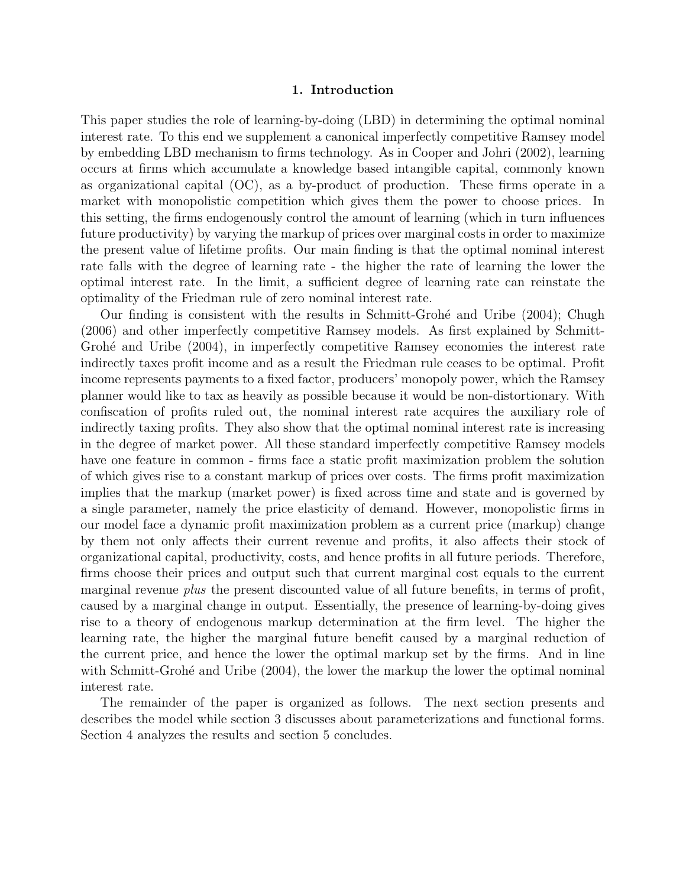## 1. Introduction

This paper studies the role of learning-by-doing (LBD) in determining the optimal nominal interest rate. To this end we supplement a canonical imperfectly competitive Ramsey model by embedding LBD mechanism to firms technology. As in Cooper and Johri (2002), learning occurs at firms which accumulate a knowledge based intangible capital, commonly known as organizational capital (OC), as a by-product of production. These firms operate in a market with monopolistic competition which gives them the power to choose prices. In this setting, the firms endogenously control the amount of learning (which in turn influences future productivity) by varying the markup of prices over marginal costs in order to maximize the present value of lifetime profits. Our main finding is that the optimal nominal interest rate falls with the degree of learning rate - the higher the rate of learning the lower the optimal interest rate. In the limit, a sufficient degree of learning rate can reinstate the optimality of the Friedman rule of zero nominal interest rate.

Our finding is consistent with the results in Schmitt-Grohé and Uribe (2004); Chugh (2006) and other imperfectly competitive Ramsey models. As first explained by Schmitt-Grohé and Uribe (2004), in imperfectly competitive Ramsey economies the interest rate indirectly taxes profit income and as a result the Friedman rule ceases to be optimal. Profit income represents payments to a fixed factor, producers' monopoly power, which the Ramsey planner would like to tax as heavily as possible because it would be non-distortionary. With confiscation of profits ruled out, the nominal interest rate acquires the auxiliary role of indirectly taxing profits. They also show that the optimal nominal interest rate is increasing in the degree of market power. All these standard imperfectly competitive Ramsey models have one feature in common - firms face a static profit maximization problem the solution of which gives rise to a constant markup of prices over costs. The firms profit maximization implies that the markup (market power) is fixed across time and state and is governed by a single parameter, namely the price elasticity of demand. However, monopolistic firms in our model face a dynamic profit maximization problem as a current price (markup) change by them not only affects their current revenue and profits, it also affects their stock of organizational capital, productivity, costs, and hence profits in all future periods. Therefore, firms choose their prices and output such that current marginal cost equals to the current marginal revenue *plus* the present discounted value of all future benefits, in terms of profit, caused by a marginal change in output. Essentially, the presence of learning-by-doing gives rise to a theory of endogenous markup determination at the firm level. The higher the learning rate, the higher the marginal future benefit caused by a marginal reduction of the current price, and hence the lower the optimal markup set by the firms. And in line with Schmitt-Grohé and Uribe (2004), the lower the markup the lower the optimal nominal interest rate.

The remainder of the paper is organized as follows. The next section presents and describes the model while section 3 discusses about parameterizations and functional forms. Section 4 analyzes the results and section 5 concludes.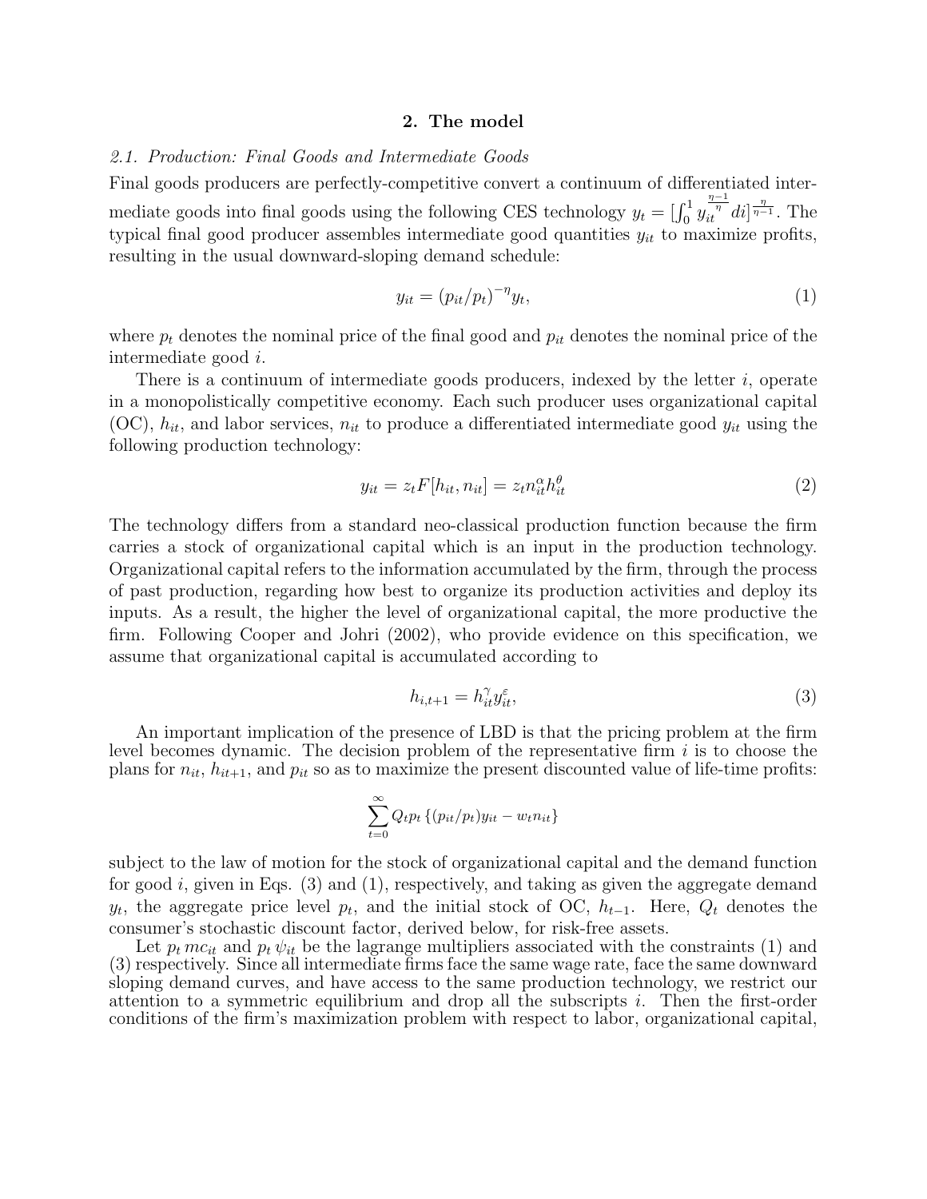## 2. The model

### *2.1. Production: Final Goods and Intermediate Goods*

Final goods producers are perfectly-competitive convert a continuum of differentiated intermediate goods into final goods using the following CES technology $y_t = [\int_0^1 y_{it}^{\frac{\eta-1}{\eta}} di]^{\frac{\eta}{\eta-1}}$. The typical final good producer assembles intermediate good quantities $y_{it}$ to maximize profits, resulting in the usual downward-sloping demand schedule:

$$y_{it} = (p_{it}/p_t)^{-\eta} y_t, \tag{1}$$

where $p_t$ denotes the nominal price of the final good and $p_{it}$ denotes the nominal price of the intermediate good $i$.

There is a continuum of intermediate goods producers, indexed by the letter $i$, operate in a monopolistically competitive economy. Each such producer uses organizational capital (OC), $h_{it}$, and labor services, $n_{it}$ to produce a differentiated intermediate good $y_{it}$ using the following production technology:

$$y_{it} = z_t F[h_{it}, n_{it}] = z_t n_{it}^{\alpha} h_{it}^{\theta} \tag{2}$$

The technology differs from a standard neo-classical production function because the firm carries a stock of organizational capital which is an input in the production technology. Organizational capital refers to the information accumulated by the firm, through the process of past production, regarding how best to organize its production activities and deploy its inputs. As a result, the higher the level of organizational capital, the more productive the firm. Following Cooper and Johri (2002), who provide evidence on this specification, we assume that organizational capital is accumulated according to

$$h_{i,t+1} = h_{it}^{\gamma} y_{it}^{\varepsilon}, \tag{3}$$

An important implication of the presence of LBD is that the pricing problem at the firm level becomes dynamic. The decision problem of the representative firm $i$ is to choose the plans for $n_{it}$, $h_{it+1}$, and $p_{it}$ so as to maximize the present discounted value of life-time profits:

$$\sum_{t=0}^{\infty} Q_t p_t \left\{(p_{it}/p_t) y_{it} - w_t n_{it}\right\}$$

subject to the law of motion for the stock of organizational capital and the demand function for good $i$, given in Eqs. (3) and (1), respectively, and taking as given the aggregate demand $y_t$, the aggregate price level $p_t$, and the initial stock of OC, $h_{t-1}$. Here, $Q_t$ denotes the consumer's stochastic discount factor, derived below, for risk-free assets.

Let $p_t\, mc_{it}$ and $p_t\, \psi_{it}$ be the lagrange multipliers associated with the constraints (1) and (3) respectively. Since all intermediate firms face the same wage rate, face the same downward sloping demand curves, and have access to the same production technology, we restrict our attention to a symmetric equilibrium and drop all the subscripts $i$. Then the first-order conditions of the firm's maximization problem with respect to labor, organizational capital,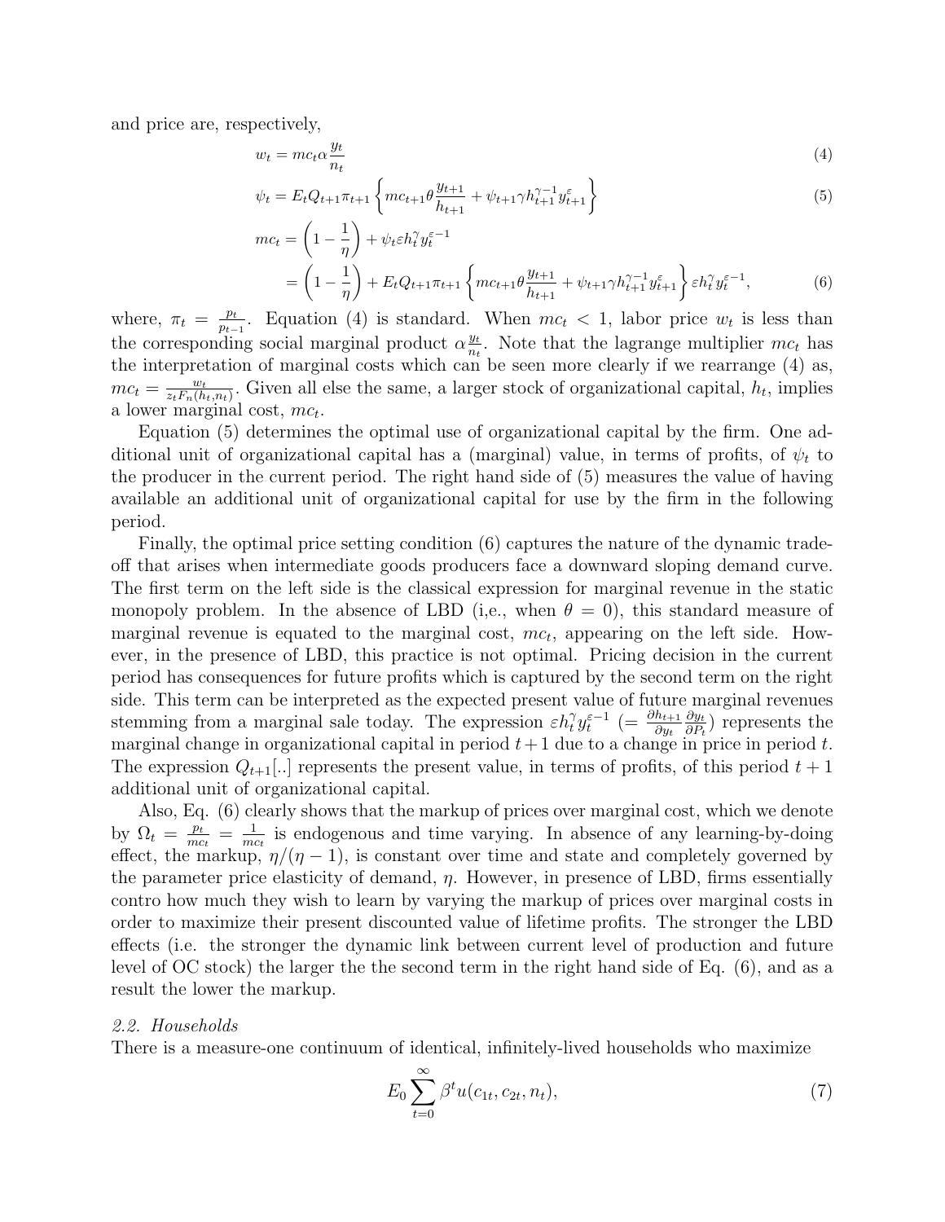and price are, respectively,

$$w_t = mc_t \alpha \frac{y_t}{n_t} \tag{4}$$

$$\psi_t = E_t Q_{t+1} \pi_{t+1} \left\{ mc_{t+1} \theta \frac{y_{t+1}}{h_{t+1}} + \psi_{t+1} \gamma h_{t+1}^{\gamma-1} y_{t+1}^{\varepsilon} \right\} \tag{5}$$

$$\begin{aligned} mc_t &= \left(1 - \frac{1}{\eta}\right) + \psi_t \varepsilon h_t^{\gamma} y_t^{\varepsilon-1} \\ &= \left(1 - \frac{1}{\eta}\right) + E_t Q_{t+1} \pi_{t+1} \left\{ mc_{t+1} \theta \frac{y_{t+1}}{h_{t+1}} + \psi_{t+1} \gamma h_{t+1}^{\gamma-1} y_{t+1}^{\varepsilon} \right\} \varepsilon h_t^{\gamma} y_t^{\varepsilon-1}, \end{aligned} \tag{6}$$

where, $\pi_t = \frac{p_t}{p_{t-1}}$. Equation (4) is standard. When $mc_t < 1$, labor price $w_t$ is less than the corresponding social marginal product $\alpha \frac{y_t}{n_t}$. Note that the lagrange multiplier $mc_t$ has the interpretation of marginal costs which can be seen more clearly if we rearrange (4) as, $mc_t = \frac{w_t}{z_t F_n(h_t, n_t)}$. Given all else the same, a larger stock of organizational capital, $h_t$, implies a lower marginal cost, $mc_t$.

Equation (5) determines the optimal use of organizational capital by the firm. One additional unit of organizational capital has a (marginal) value, in terms of profits, of $\psi_t$ to the producer in the current period. The right hand side of (5) measures the value of having available an additional unit of organizational capital for use by the firm in the following period.

Finally, the optimal price setting condition (6) captures the nature of the dynamic trade-off that arises when intermediate goods producers face a downward sloping demand curve. The first term on the left side is the classical expression for marginal revenue in the static monopoly problem. In the absence of LBD (i,e., when $\theta = 0$), this standard measure of marginal revenue is equated to the marginal cost, $mc_t$, appearing on the left side. However, in the presence of LBD, this practice is not optimal. Pricing decision in the current period has consequences for future profits which is captured by the second term on the right side. This term can be interpreted as the expected present value of future marginal revenues stemming from a marginal sale today. The expression $\varepsilon h_t^{\gamma} y_t^{\varepsilon-1}$ $\left(= \frac{\partial h_{t+1}}{\partial y_t} \frac{\partial y_t}{\partial P_t}\right)$ represents the marginal change in organizational capital in period $t+1$ due to a change in price in period $t$. The expression $Q_{t+1}[..]$ represents the present value, in terms of profits, of this period $t+1$ additional unit of organizational capital.

Also, Eq. (6) clearly shows that the markup of prices over marginal cost, which we denote by $\Omega_t = \frac{p_t}{mc_t} = \frac{1}{mc_t}$ is endogenous and time varying. In absence of any learning-by-doing effect, the markup, $\eta/(\eta - 1)$, is constant over time and state and completely governed by the parameter price elasticity of demand, $\eta$. However, in presence of LBD, firms essentially contro how much they wish to learn by varying the markup of prices over marginal costs in order to maximize their present discounted value of lifetime profits. The stronger the LBD effects (i.e. the stronger the dynamic link between current level of production and future level of OC stock) the larger the the second term in the right hand side of Eq. (6), and as a result the lower the markup.

### *2.2. Households*

There is a measure-one continuum of identical, infinitely-lived households who maximize

$$E_0 \sum_{t=0}^{\infty} \beta^t u(c_{1t}, c_{2t}, n_t), \tag{7}$$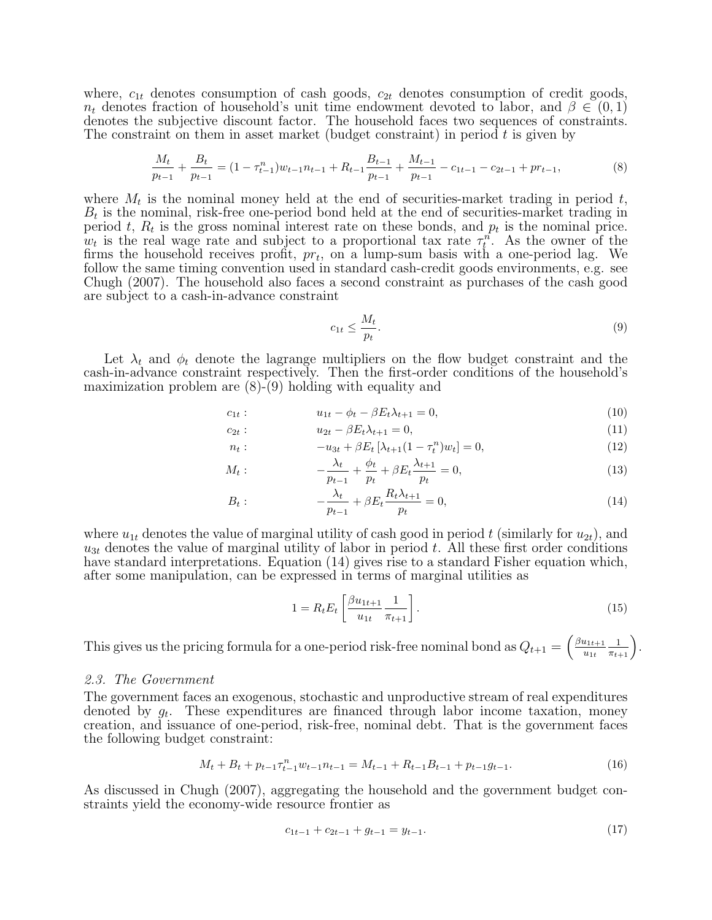where, $c_{1t}$ denotes consumption of cash goods, $c_{2t}$ denotes consumption of credit goods, $n_t$ denotes fraction of household's unit time endowment devoted to labor, and $\beta \in (0, 1)$ denotes the subjective discount factor. The household faces two sequences of constraints. The constraint on them in asset market (budget constraint) in period $t$ is given by

$$\frac{M_t}{p_{t-1}} + \frac{B_t}{p_{t-1}} = (1 - \tau_{t-1}^n) w_{t-1} n_{t-1} + R_{t-1} \frac{B_{t-1}}{p_{t-1}} + \frac{M_{t-1}}{p_{t-1}} - c_{1t-1} - c_{2t-1} + pr_{t-1}, \tag{8}$$

where $M_t$ is the nominal money held at the end of securities-market trading in period $t$, $B_t$ is the nominal, risk-free one-period bond held at the end of securities-market trading in period $t$, $R_t$ is the gross nominal interest rate on these bonds, and $p_t$ is the nominal price. $w_t$ is the real wage rate and subject to a proportional tax rate $\tau_t^n$. As the owner of the firms the household receives profit, $pr_t$, on a lump-sum basis with a one-period lag. We follow the same timing convention used in standard cash-credit goods environments, e.g. see Chugh (2007). The household also faces a second constraint as purchases of the cash good are subject to a cash-in-advance constraint

$$c_{1t} \leq \frac{M_t}{p_t}. \tag{9}$$

Let $\lambda_t$ and $\phi_t$ denote the lagrange multipliers on the flow budget constraint and the cash-in-advance constraint respectively. Then the first-order conditions of the household's maximization problem are (8)-(9) holding with equality and

$$c_{1t}: \qquad u_{1t} - \phi_t - \beta E_t \lambda_{t+1} = 0, \tag{10}$$

$$c_{2t}: \qquad u_{2t} - \beta E_t \lambda_{t+1} = 0, \tag{11}$$

$$n_t: \qquad -u_{3t} + \beta E_t \left[ \lambda_{t+1} (1 - \tau_t^n) w_t \right] = 0, \tag{12}$$

$$M_t: \qquad -\frac{\lambda_t}{p_{t-1}} + \frac{\phi_t}{p_t} + \beta E_t \frac{\lambda_{t+1}}{p_t} = 0, \tag{13}$$

$$B_t: \qquad -\frac{\lambda_t}{p_{t-1}} + \beta E_t \frac{R_t \lambda_{t+1}}{p_t} = 0, \tag{14}$$

where $u_{1t}$ denotes the value of marginal utility of cash good in period $t$ (similarly for $u_{2t}$), and $u_{3t}$ denotes the value of marginal utility of labor in period $t$. All these first order conditions have standard interpretations. Equation (14) gives rise to a standard Fisher equation which, after some manipulation, can be expressed in terms of marginal utilities as

$$1 = R_t E_t \left[ \frac{\beta u_{1t+1}}{u_{1t}} \frac{1}{\pi_{t+1}} \right]. \tag{15}$$

This gives us the pricing formula for a one-period risk-free nominal bond as $Q_{t+1} = \left( \frac{\beta u_{1t+1}}{u_{1t}} \frac{1}{\pi_{t+1}} \right)$.

*2.3. The Government*

The government faces an exogenous, stochastic and unproductive stream of real expenditures denoted by $g_t$. These expenditures are financed through labor income taxation, money creation, and issuance of one-period, risk-free, nominal debt. That is the government faces the following budget constraint:

$$M_t + B_t + p_{t-1} \tau_{t-1}^n w_{t-1} n_{t-1} = M_{t-1} + R_{t-1} B_{t-1} + p_{t-1} g_{t-1}. \tag{16}$$

As discussed in Chugh (2007), aggregating the household and the government budget constraints yield the economy-wide resource frontier as

$$c_{1t-1} + c_{2t-1} + g_{t-1} = y_{t-1}. \tag{17}$$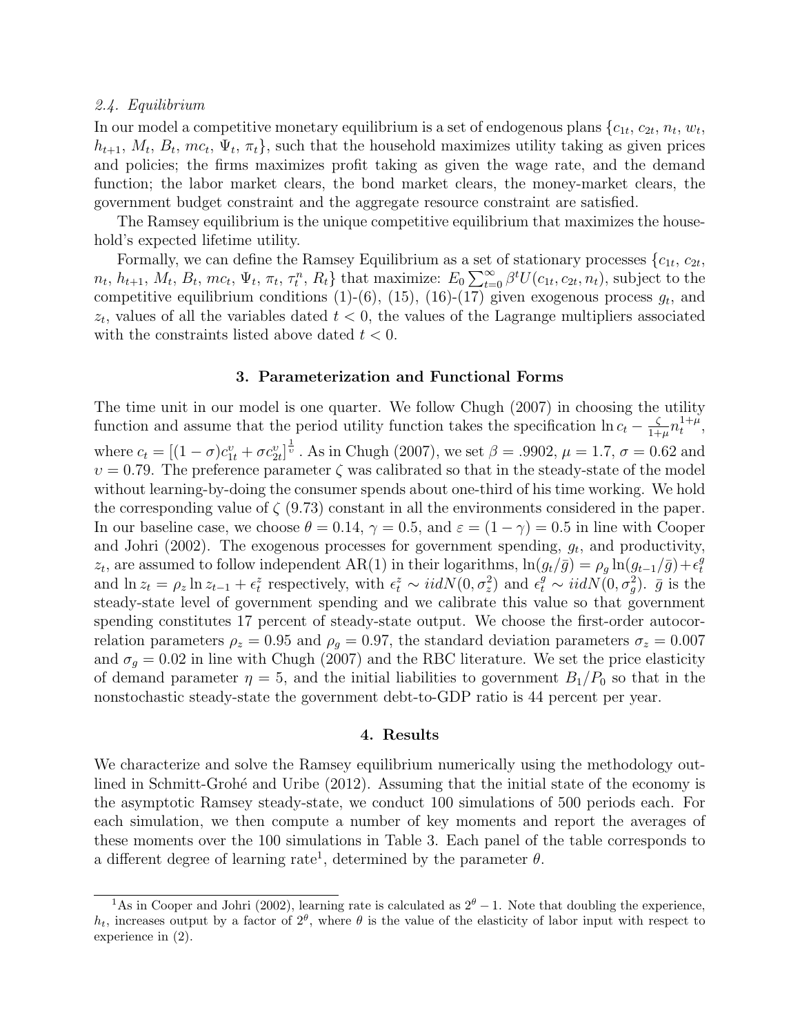*2.4. Equilibrium*

In our model a competitive monetary equilibrium is a set of endogenous plans $\{c_{1t}, c_{2t}, n_t, w_t, h_{t+1}, M_t, B_t, mc_t, \Psi_t, \pi_t\}$, such that the household maximizes utility taking as given prices and policies; the firms maximizes profit taking as given the wage rate, and the demand function; the labor market clears, the bond market clears, the money-market clears, the government budget constraint and the aggregate resource constraint are satisfied.

The Ramsey equilibrium is the unique competitive equilibrium that maximizes the household's expected lifetime utility.

Formally, we can define the Ramsey Equilibrium as a set of stationary processes $\{c_{1t}, c_{2t}, n_t, h_{t+1}, M_t, B_t, mc_t, \Psi_t, \pi_t, \tau_t^n, R_t\}$ that maximize: $E_0 \sum_{t=0}^{\infty} \beta^t U(c_{1t}, c_{2t}, n_t)$, subject to the competitive equilibrium conditions (1)-(6), (15), (16)-(17) given exogenous process $g_t$, and $z_t$, values of all the variables dated $t < 0$, the values of the Lagrange multipliers associated with the constraints listed above dated $t < 0$.

## 3. Parameterization and Functional Forms

The time unit in our model is one quarter. We follow Chugh (2007) in choosing the utility function and assume that the period utility function takes the specification $\ln c_t - \frac{\zeta}{1+\mu} n_t^{1+\mu}$, where $c_t = [(1-\sigma)c_{1t}^{\upsilon} + \sigma c_{2t}^{\upsilon}]^{\frac{1}{\upsilon}}$. As in Chugh (2007), we set $\beta = .9902$, $\mu = 1.7$, $\sigma = 0.62$ and $\upsilon = 0.79$. The preference parameter $\zeta$ was calibrated so that in the steady-state of the model without learning-by-doing the consumer spends about one-third of his time working. We hold the corresponding value of $\zeta$ (9.73) constant in all the environments considered in the paper. In our baseline case, we choose $\theta = 0.14$, $\gamma = 0.5$, and $\varepsilon = (1 - \gamma) = 0.5$ in line with Cooper and Johri (2002). The exogenous processes for government spending, $g_t$, and productivity, $z_t$, are assumed to follow independent AR(1) in their logarithms, $\ln(g_t/\bar{g}) = \rho_g \ln(g_{t-1}/\bar{g}) + \epsilon_t^g$ and $\ln z_t = \rho_z \ln z_{t-1} + \epsilon_t^z$ respectively, with $\epsilon_t^z \sim iidN(0, \sigma_z^2)$ and $\epsilon_t^g \sim iidN(0, \sigma_g^2)$. $\bar{g}$ is the steady-state level of government spending and we calibrate this value so that government spending constitutes 17 percent of steady-state output. We choose the first-order autocorrelation parameters $\rho_z = 0.95$ and $\rho_g = 0.97$, the standard deviation parameters $\sigma_z = 0.007$ and $\sigma_g = 0.02$ in line with Chugh (2007) and the RBC literature. We set the price elasticity of demand parameter $\eta = 5$, and the initial liabilities to government $B_1/P_0$ so that in the nonstochastic steady-state the government debt-to-GDP ratio is 44 percent per year.

## 4. Results

We characterize and solve the Ramsey equilibrium numerically using the methodology outlined in Schmitt-Grohé and Uribe (2012). Assuming that the initial state of the economy is the asymptotic Ramsey steady-state, we conduct 100 simulations of 500 periods each. For each simulation, we then compute a number of key moments and report the averages of these moments over the 100 simulations in Table 3. Each panel of the table corresponds to a different degree of learning rate[1], determined by the parameter $\theta$.

[1] As in Cooper and Johri (2002), learning rate is calculated as $2^{\theta} - 1$. Note that doubling the experience, $h_t$, increases output by a factor of $2^{\theta}$, where $\theta$ is the value of the elasticity of labor input with respect to experience in (2).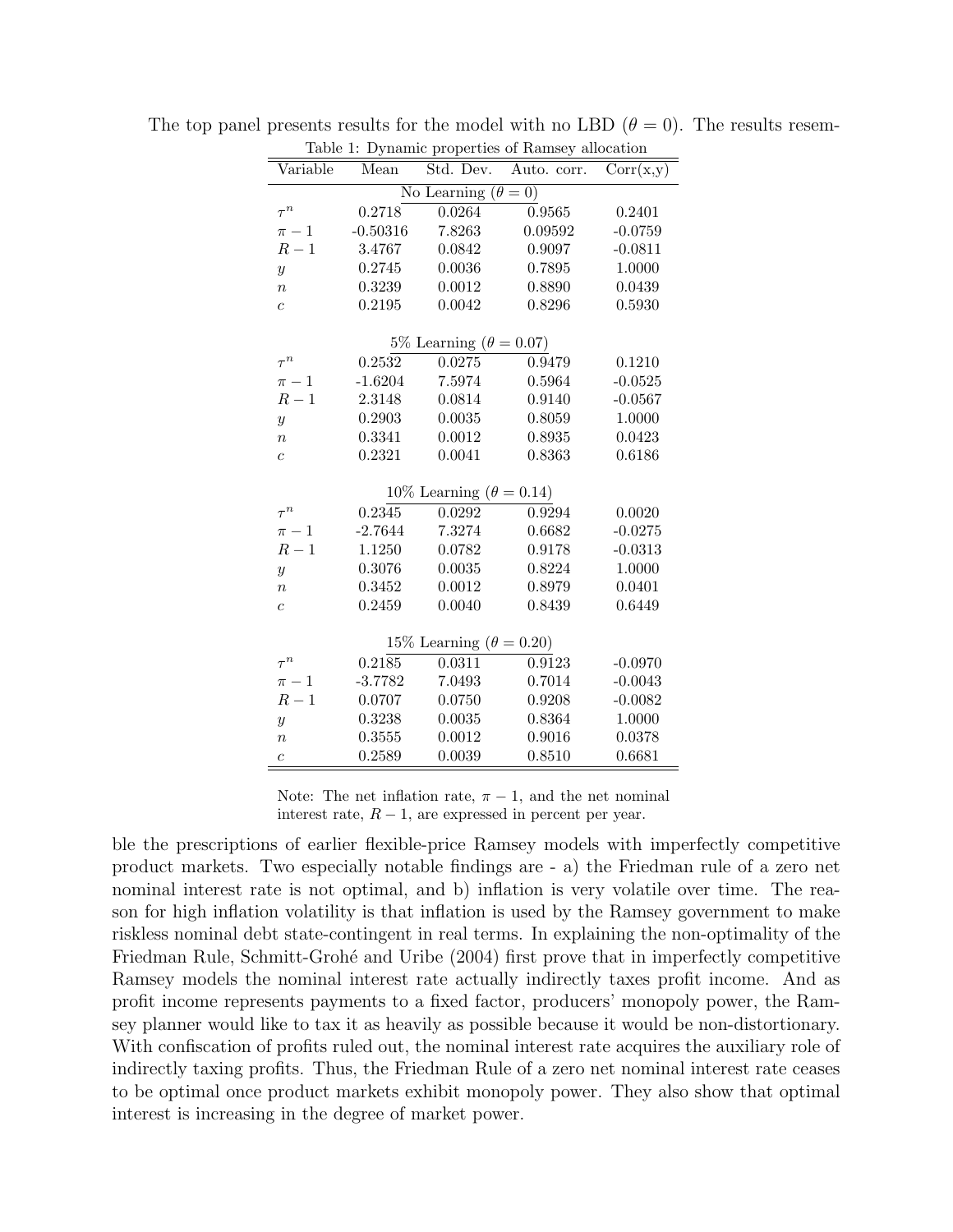The top panel presents results for the model with no LBD ($\theta = 0$). The results resem-

Table 1: Dynamic properties of Ramsey allocation

| Variable | Mean | Std. Dev. | Auto. corr. | Corr(x,y) |
|---|---|---|---|---|
| | | No Learning ($\theta = 0$) | | |
| $\tau^n$ | 0.2718 | 0.0264 | 0.9565 | 0.2401 |
| $\pi - 1$ | -0.50316 | 7.8263 | 0.09592 | -0.0759 |
| $R - 1$ | 3.4767 | 0.0842 | 0.9097 | -0.0811 |
| $y$ | 0.2745 | 0.0036 | 0.7895 | 1.0000 |
| $n$ | 0.3239 | 0.0012 | 0.8890 | 0.0439 |
| $c$ | 0.2195 | 0.0042 | 0.8296 | 0.5930 |
| | | 5% Learning ($\theta = 0.07$) | | |
| $\tau^n$ | 0.2532 | 0.0275 | 0.9479 | 0.1210 |
| $\pi - 1$ | -1.6204 | 7.5974 | 0.5964 | -0.0525 |
| $R - 1$ | 2.3148 | 0.0814 | 0.9140 | -0.0567 |
| $y$ | 0.2903 | 0.0035 | 0.8059 | 1.0000 |
| $n$ | 0.3341 | 0.0012 | 0.8935 | 0.0423 |
| $c$ | 0.2321 | 0.0041 | 0.8363 | 0.6186 |
| | | 10% Learning ($\theta = 0.14$) | | |
| $\tau^n$ | 0.2345 | 0.0292 | 0.9294 | 0.0020 |
| $\pi - 1$ | -2.7644 | 7.3274 | 0.6682 | -0.0275 |
| $R - 1$ | 1.1250 | 0.0782 | 0.9178 | -0.0313 |
| $y$ | 0.3076 | 0.0035 | 0.8224 | 1.0000 |
| $n$ | 0.3452 | 0.0012 | 0.8979 | 0.0401 |
| $c$ | 0.2459 | 0.0040 | 0.8439 | 0.6449 |
| | | 15% Learning ($\theta = 0.20$) | | |
| $\tau^n$ | 0.2185 | 0.0311 | 0.9123 | -0.0970 |
| $\pi - 1$ | -3.7782 | 7.0493 | 0.7014 | -0.0043 |
| $R - 1$ | 0.0707 | 0.0750 | 0.9208 | -0.0082 |
| $y$ | 0.3238 | 0.0035 | 0.8364 | 1.0000 |
| $n$ | 0.3555 | 0.0012 | 0.9016 | 0.0378 |
| $c$ | 0.2589 | 0.0039 | 0.8510 | 0.6681 |

Note: The net inflation rate, $\pi - 1$, and the net nominal interest rate, $R - 1$, are expressed in percent per year.

ble the prescriptions of earlier flexible-price Ramsey models with imperfectly competitive product markets. Two especially notable findings are - a) the Friedman rule of a zero net nominal interest rate is not optimal, and b) inflation is very volatile over time. The reason for high inflation volatility is that inflation is used by the Ramsey government to make riskless nominal debt state-contingent in real terms. In explaining the non-optimality of the Friedman Rule, Schmitt-Grohé and Uribe (2004) first prove that in imperfectly competitive Ramsey models the nominal interest rate actually indirectly taxes profit income. And as profit income represents payments to a fixed factor, producers' monopoly power, the Ramsey planner would like to tax it as heavily as possible because it would be non-distortionary. With confiscation of profits ruled out, the nominal interest rate acquires the auxiliary role of indirectly taxing profits. Thus, the Friedman Rule of a zero net nominal interest rate ceases to be optimal once product markets exhibit monopoly power. They also show that optimal interest is increasing in the degree of market power.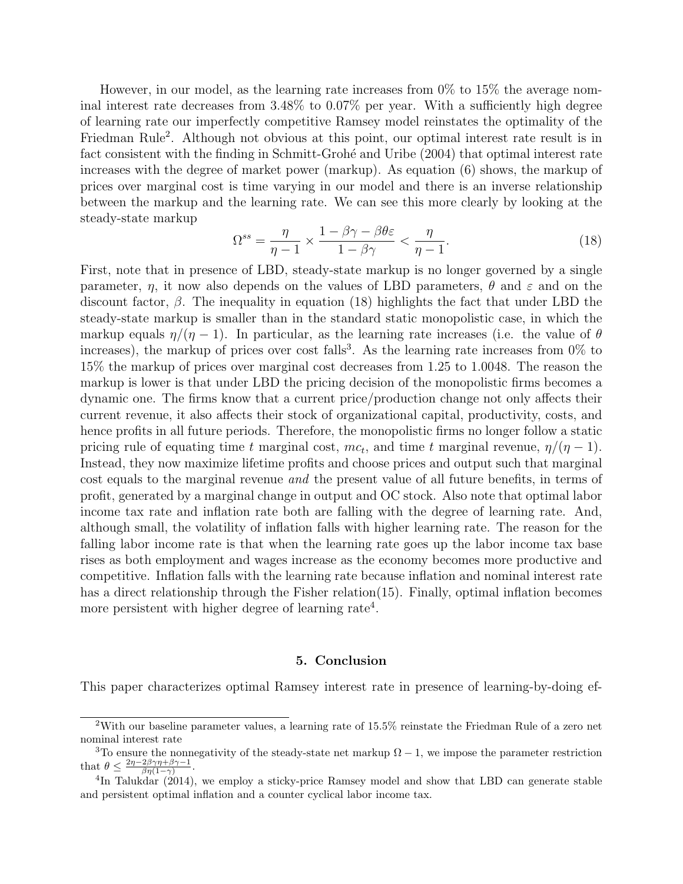However, in our model, as the learning rate increases from 0% to 15% the average nominal interest rate decreases from 3.48% to 0.07% per year. With a sufficiently high degree of learning rate our imperfectly competitive Ramsey model reinstates the optimality of the Friedman Rule[2]. Although not obvious at this point, our optimal interest rate result is in fact consistent with the finding in Schmitt-Grohé and Uribe (2004) that optimal interest rate increases with the degree of market power (markup). As equation (6) shows, the markup of prices over marginal cost is time varying in our model and there is an inverse relationship between the markup and the learning rate. We can see this more clearly by looking at the steady-state markup

$$\Omega^{ss} = \frac{\eta}{\eta - 1} \times \frac{1 - \beta\gamma - \beta\theta\varepsilon}{1 - \beta\gamma} < \frac{\eta}{\eta - 1}. \tag{18}$$

First, note that in presence of LBD, steady-state markup is no longer governed by a single parameter, $\eta$, it now also depends on the values of LBD parameters, $\theta$ and $\varepsilon$ and on the discount factor, $\beta$. The inequality in equation (18) highlights the fact that under LBD the steady-state markup is smaller than in the standard static monopolistic case, in which the markup equals $\eta/(\eta - 1)$. In particular, as the learning rate increases (i.e. the value of $\theta$ increases), the markup of prices over cost falls[3]. As the learning rate increases from 0% to 15% the markup of prices over marginal cost decreases from 1.25 to 1.0048. The reason the markup is lower is that under LBD the pricing decision of the monopolistic firms becomes a dynamic one. The firms know that a current price/production change not only affects their current revenue, it also affects their stock of organizational capital, productivity, costs, and hence profits in all future periods. Therefore, the monopolistic firms no longer follow a static pricing rule of equating time $t$ marginal cost, $mc_t$, and time $t$ marginal revenue, $\eta/(\eta - 1)$. Instead, they now maximize lifetime profits and choose prices and output such that marginal cost equals to the marginal revenue *and* the present value of all future benefits, in terms of profit, generated by a marginal change in output and OC stock. Also note that optimal labor income tax rate and inflation rate both are falling with the degree of learning rate. And, although small, the volatility of inflation falls with higher learning rate. The reason for the falling labor income rate is that when the learning rate goes up the labor income tax base rises as both employment and wages increase as the economy becomes more productive and competitive. Inflation falls with the learning rate because inflation and nominal interest rate has a direct relationship through the Fisher relation(15). Finally, optimal inflation becomes more persistent with higher degree of learning rate[4].

## 5. Conclusion

This paper characterizes optimal Ramsey interest rate in presence of learning-by-doing ef-

---

[2] With our baseline parameter values, a learning rate of 15.5% reinstate the Friedman Rule of a zero net nominal interest rate

[3] To ensure the nonnegativity of the steady-state net markup $\Omega - 1$, we impose the parameter restriction that $\theta \leq \frac{2\eta - 2\beta\gamma\eta + \beta\gamma - 1}{\beta\eta(1-\gamma)}$.

[4] In Talukdar (2014), we employ a sticky-price Ramsey model and show that LBD can generate stable and persistent optimal inflation and a counter cyclical labor income tax.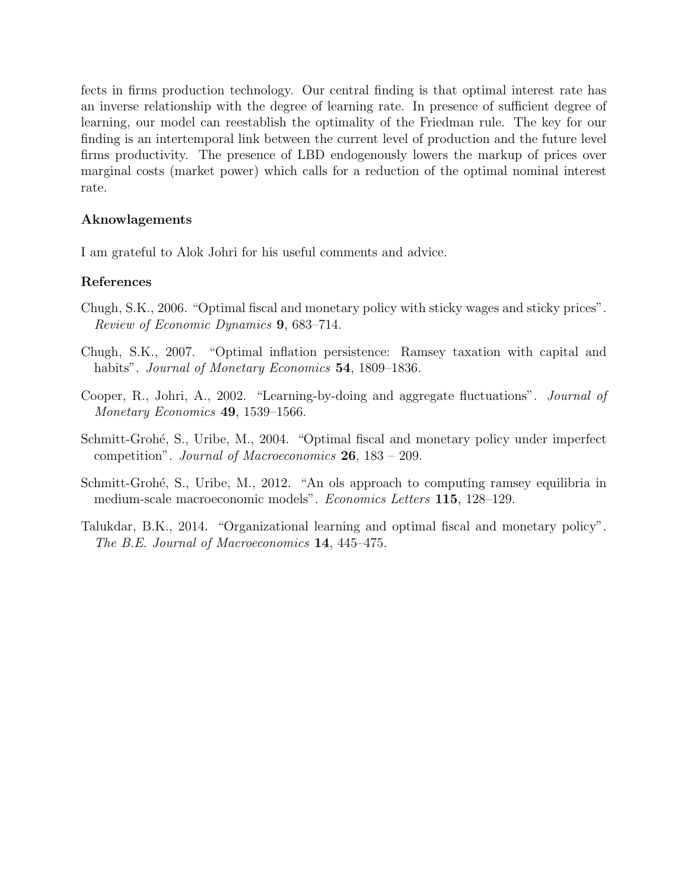fects in firms production technology. Our central finding is that optimal interest rate has an inverse relationship with the degree of learning rate. In presence of sufficient degree of learning, our model can reestablish the optimality of the Friedman rule. The key for our finding is an intertemporal link between the current level of production and the future level firms productivity. The presence of LBD endogenously lowers the markup of prices over marginal costs (market power) which calls for a reduction of the optimal nominal interest rate.

### Aknowlagements

I am grateful to Alok Johri for his useful comments and advice.

### References

Chugh, S.K., 2006. "Optimal fiscal and monetary policy with sticky wages and sticky prices". *Review of Economic Dynamics* **9**, 683–714.

Chugh, S.K., 2007. "Optimal inflation persistence: Ramsey taxation with capital and habits". *Journal of Monetary Economics* **54**, 1809–1836.

Cooper, R., Johri, A., 2002. "Learning-by-doing and aggregate fluctuations". *Journal of Monetary Economics* **49**, 1539–1566.

Schmitt-Grohé, S., Uribe, M., 2004. "Optimal fiscal and monetary policy under imperfect competition". *Journal of Macroeconomics* **26**, 183 – 209.

Schmitt-Grohé, S., Uribe, M., 2012. "An ols approach to computing ramsey equilibria in medium-scale macroeconomic models". *Economics Letters* **115**, 128–129.

Talukdar, B.K., 2014. "Organizational learning and optimal fiscal and monetary policy". *The B.E. Journal of Macroeconomics* **14**, 445–475.